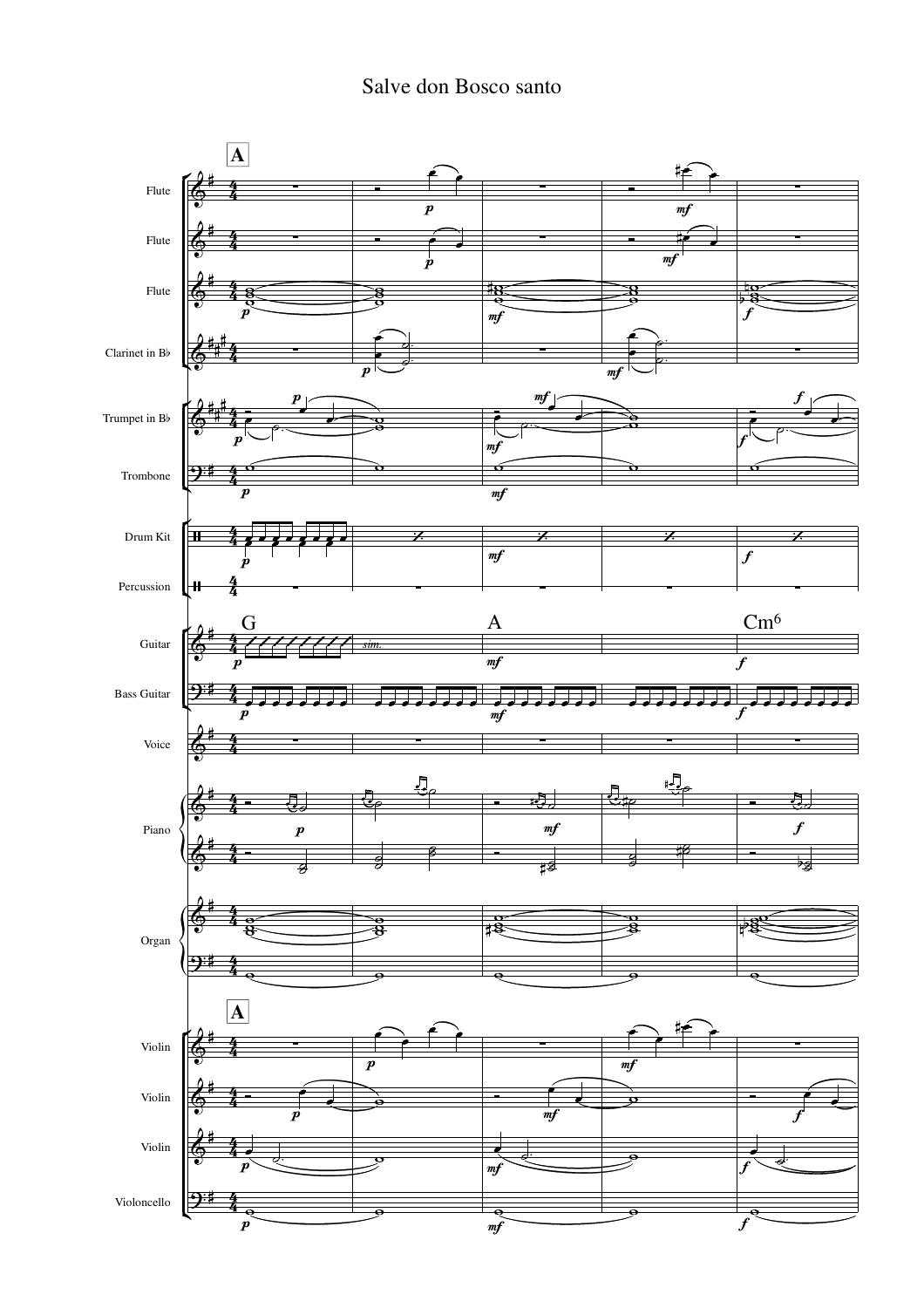# Salve don Bosco santo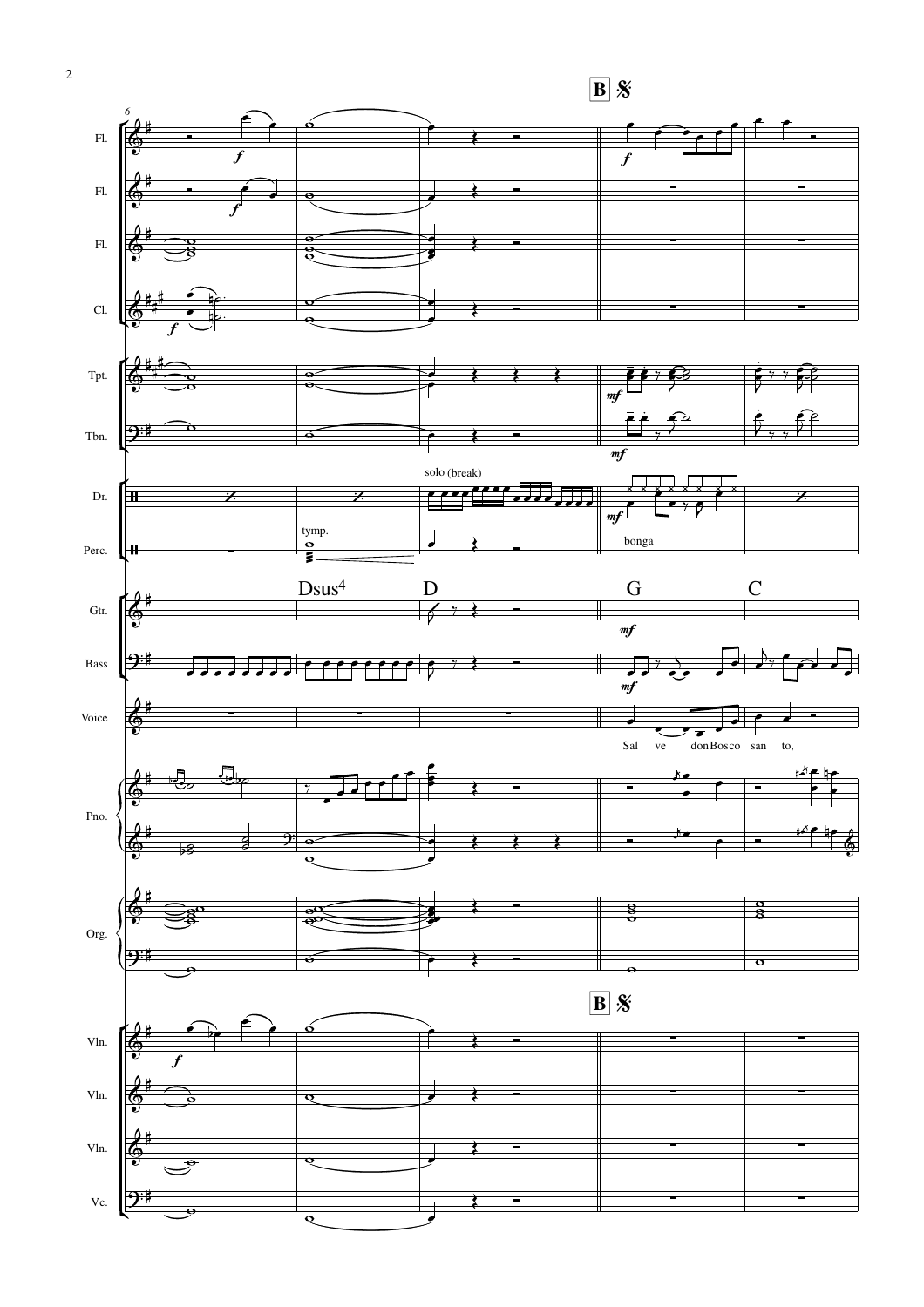**B** 𝄋

Fl.
Fl.
Fl.
Cl.
Tpt.
Tbn.
Dr.
Perc.
Gtr.
Bass
Voice
Pno.
Org.
Vln.
Vln.
Vln.
Vc.

solo (break)

tymp.

bonga

Dsus4 D G C

Sal ve don Bos co san to,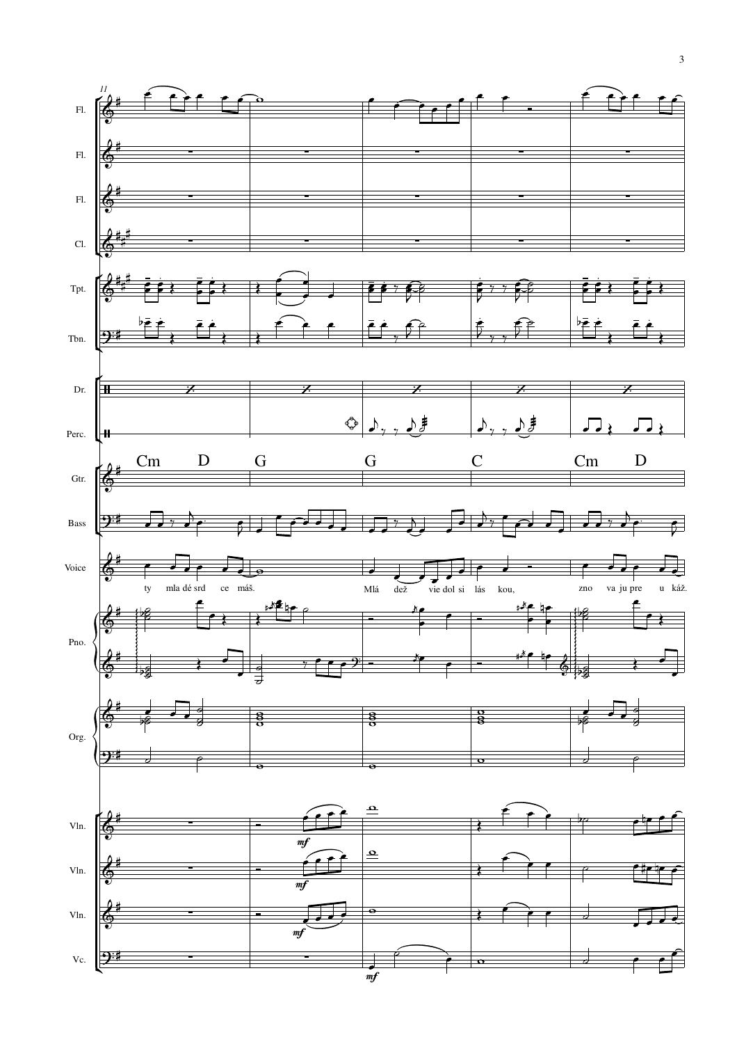ty mla dé srd ce máš. Mlá dež vie dol si lás kou, zno va ju pre u káž.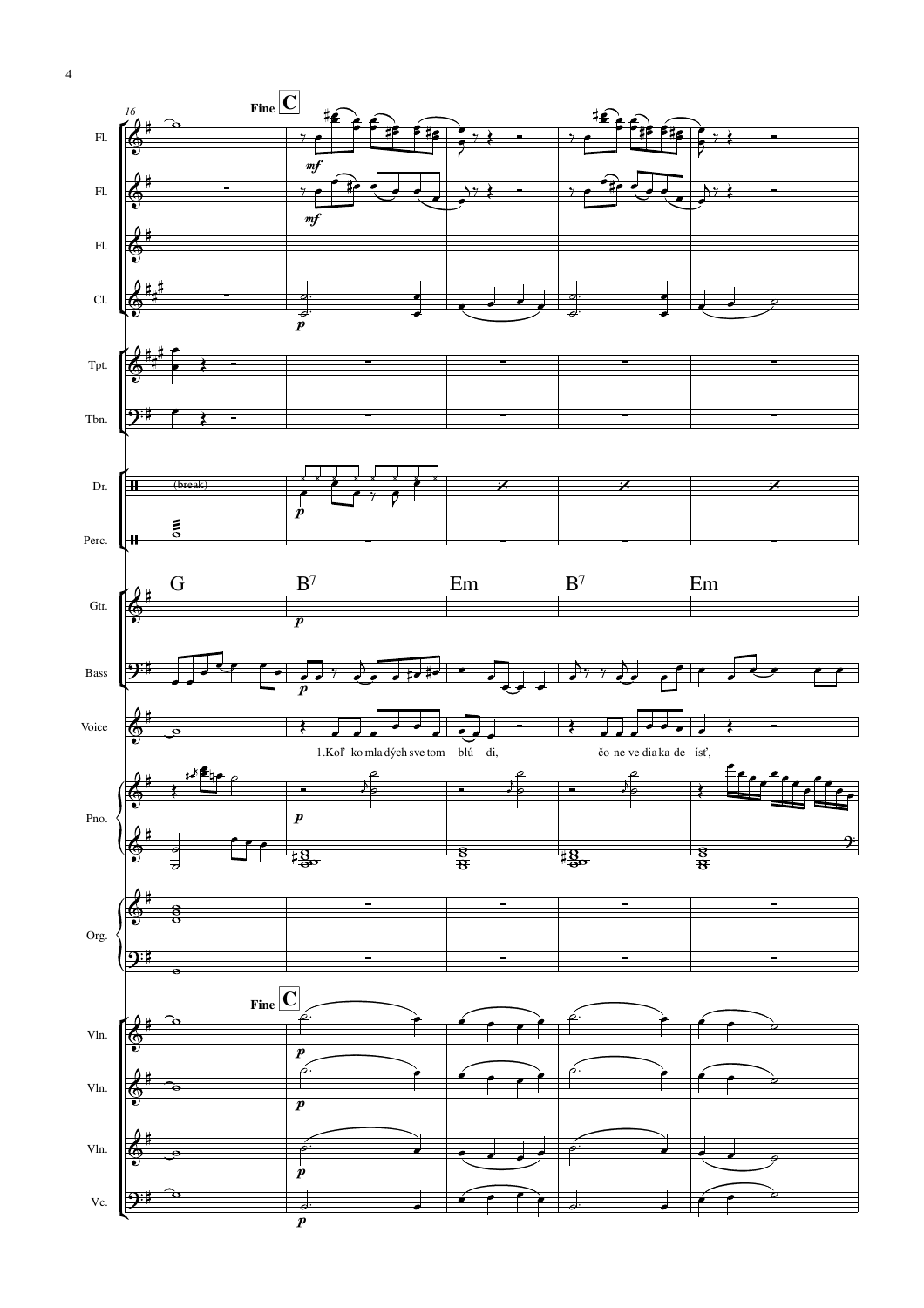Fine **C**

G B7 Em B7 Em

1.Koľ ko mla dých sve tom blú di, čo ne ve dia ka de ísť,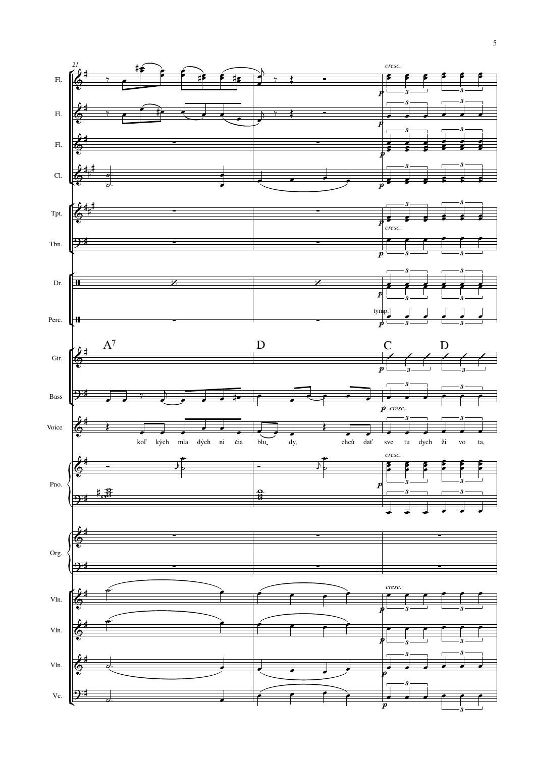koľ kých mla dých ni čia blu dy, chcú dať sve tu dych ži vo ta,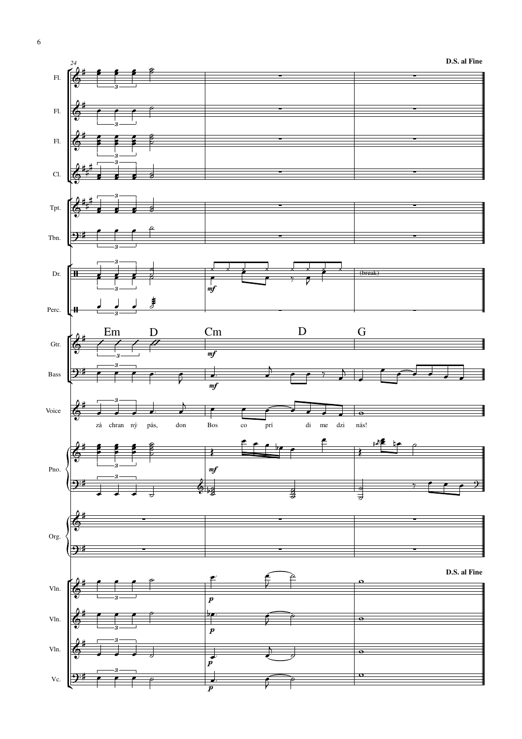**D.S. al Fine**

Em D Cm D G

zá chran ný pás, don Bos co prí di me dzi nás!

**D.S. al Fine**